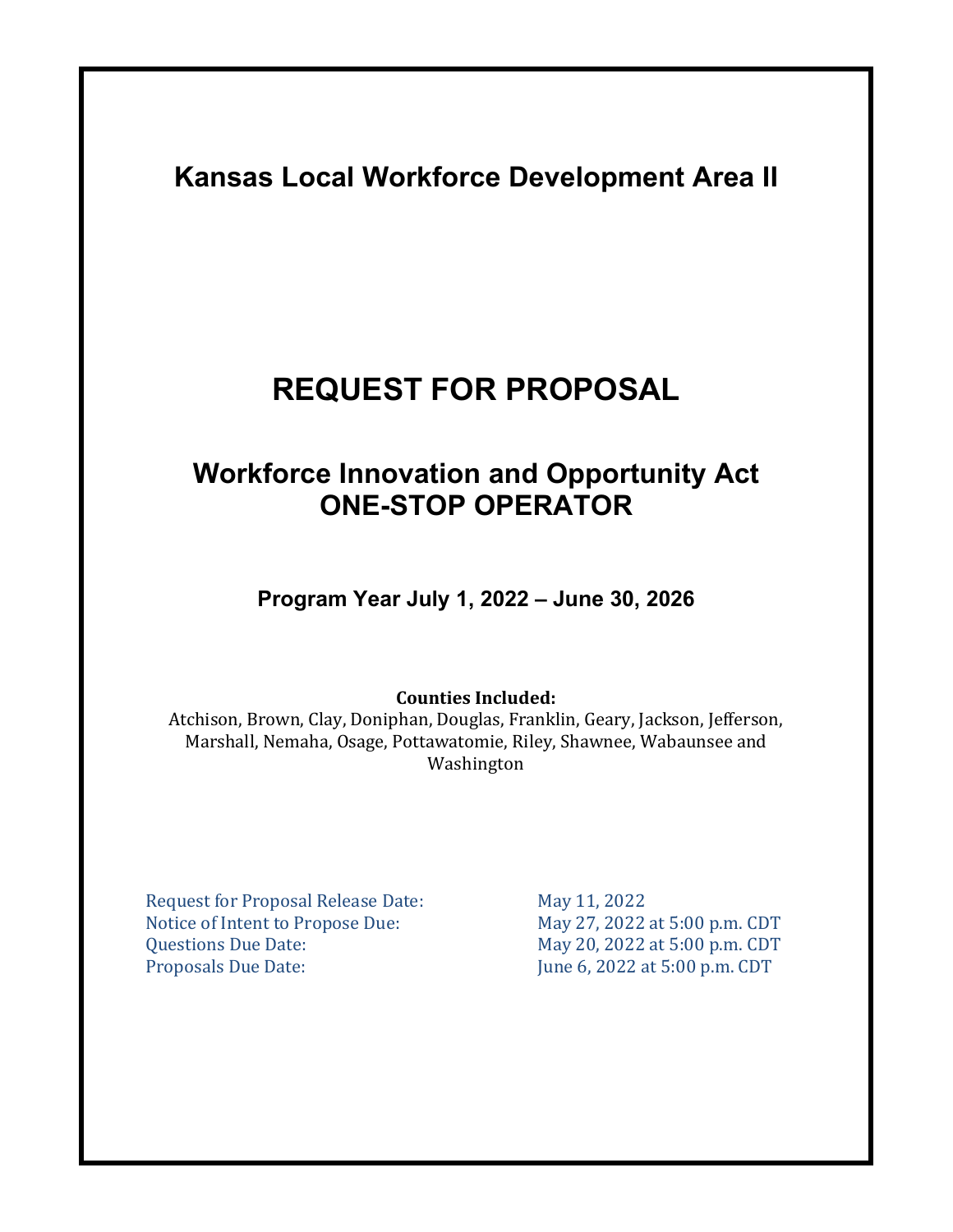# Kansas Local Workforce Development Area II

# REQUEST FOR PROPOSAL

## Workforce Innovation and Opportunity Act ONE-STOP OPERATOR

### Program Year July 1, 2022 – June 30, 2026

**Counties Included:**
Atchison, Brown, Clay, Doniphan, Douglas, Franklin, Geary, Jackson, Jefferson, Marshall, Nemaha, Osage, Pottawatomie, Riley, Shawnee, Wabaunsee and Washington

| | |
|---|---|
| Request for Proposal Release Date: | May 11, 2022 |
| Notice of Intent to Propose Due: | May 27, 2022 at 5:00 p.m. CDT |
| Questions Due Date: | May 20, 2022 at 5:00 p.m. CDT |
| Proposals Due Date: | June 6, 2022 at 5:00 p.m. CDT |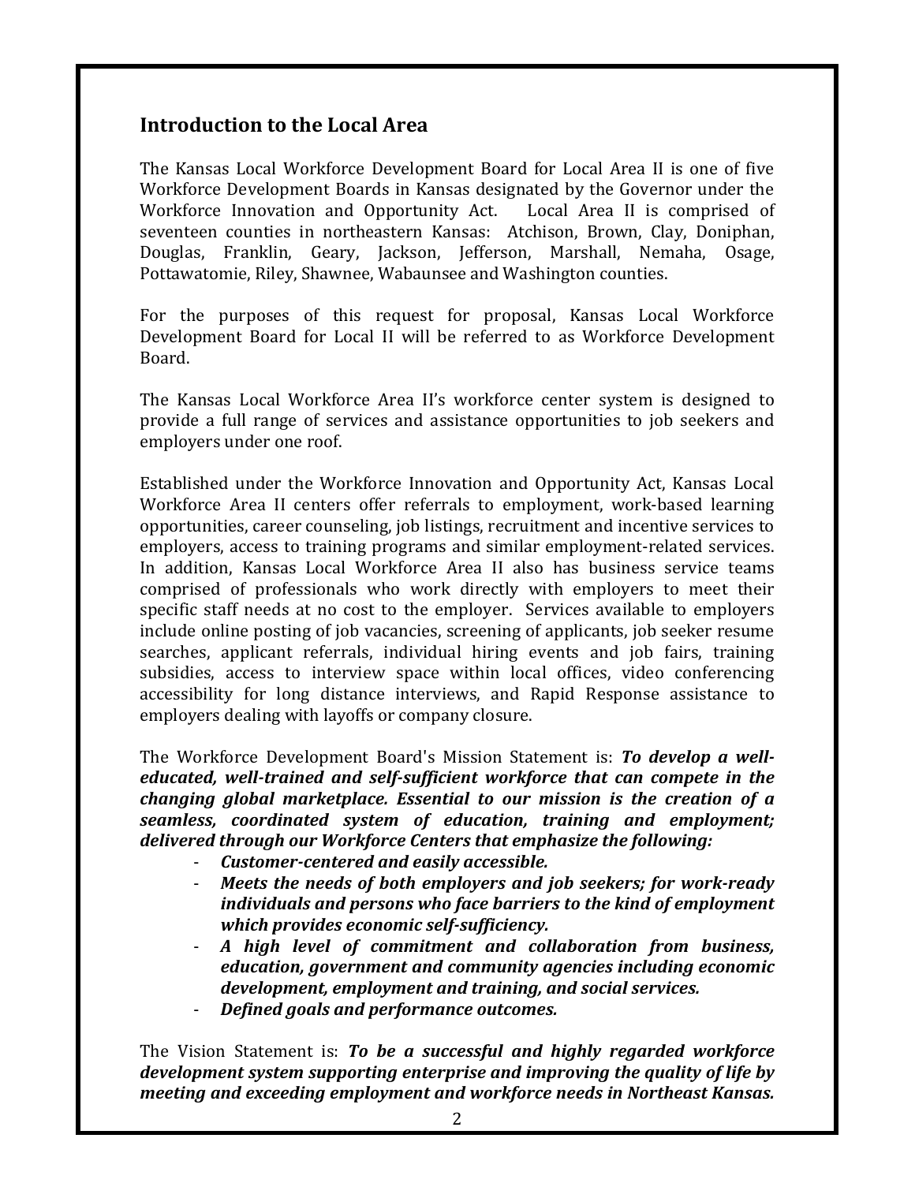## Introduction to the Local Area

The Kansas Local Workforce Development Board for Local Area II is one of five Workforce Development Boards in Kansas designated by the Governor under the Workforce Innovation and Opportunity Act. Local Area II is comprised of seventeen counties in northeastern Kansas: Atchison, Brown, Clay, Doniphan, Douglas, Franklin, Geary, Jackson, Jefferson, Marshall, Nemaha, Osage, Pottawatomie, Riley, Shawnee, Wabaunsee and Washington counties.

For the purposes of this request for proposal, Kansas Local Workforce Development Board for Local II will be referred to as Workforce Development Board.

The Kansas Local Workforce Area II's workforce center system is designed to provide a full range of services and assistance opportunities to job seekers and employers under one roof.

Established under the Workforce Innovation and Opportunity Act, Kansas Local Workforce Area II centers offer referrals to employment, work-based learning opportunities, career counseling, job listings, recruitment and incentive services to employers, access to training programs and similar employment-related services. In addition, Kansas Local Workforce Area II also has business service teams comprised of professionals who work directly with employers to meet their specific staff needs at no cost to the employer. Services available to employers include online posting of job vacancies, screening of applicants, job seeker resume searches, applicant referrals, individual hiring events and job fairs, training subsidies, access to interview space within local offices, video conferencing accessibility for long distance interviews, and Rapid Response assistance to employers dealing with layoffs or company closure.

The Workforce Development Board's Mission Statement is: ***To develop a well-educated, well-trained and self-sufficient workforce that can compete in the changing global marketplace. Essential to our mission is the creation of a seamless, coordinated system of education, training and employment; delivered through our Workforce Centers that emphasize the following:***

- ***Customer-centered and easily accessible.***
- ***Meets the needs of both employers and job seekers; for work-ready individuals and persons who face barriers to the kind of employment which provides economic self-sufficiency.***
- ***A high level of commitment and collaboration from business, education, government and community agencies including economic development, employment and training, and social services.***
- ***Defined goals and performance outcomes.***

The Vision Statement is: ***To be a successful and highly regarded workforce development system supporting enterprise and improving the quality of life by meeting and exceeding employment and workforce needs in Northeast Kansas.***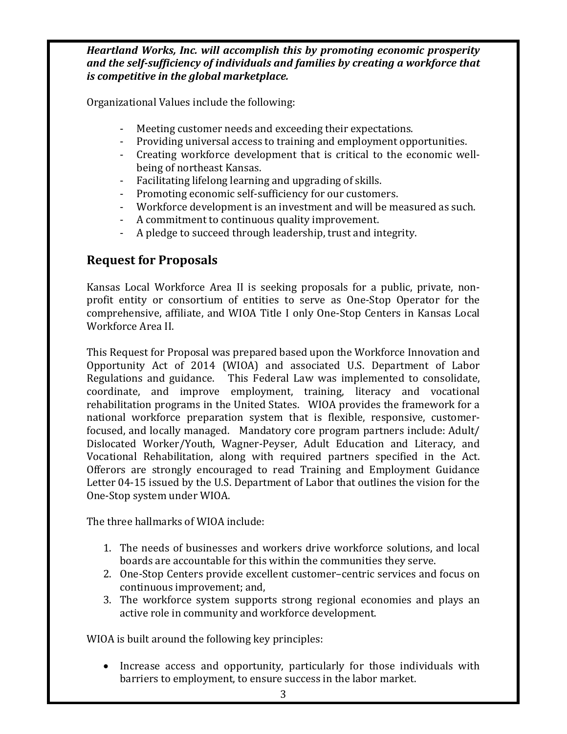***Heartland Works, Inc. will accomplish this by promoting economic prosperity and the self-sufficiency of individuals and families by creating a workforce that is competitive in the global marketplace.***

Organizational Values include the following:

- Meeting customer needs and exceeding their expectations.
- Providing universal access to training and employment opportunities.
- Creating workforce development that is critical to the economic well-being of northeast Kansas.
- Facilitating lifelong learning and upgrading of skills.
- Promoting economic self-sufficiency for our customers.
- Workforce development is an investment and will be measured as such.
- A commitment to continuous quality improvement.
- A pledge to succeed through leadership, trust and integrity.

## Request for Proposals

Kansas Local Workforce Area II is seeking proposals for a public, private, non-profit entity or consortium of entities to serve as One-Stop Operator for the comprehensive, affiliate, and WIOA Title I only One-Stop Centers in Kansas Local Workforce Area II.

This Request for Proposal was prepared based upon the Workforce Innovation and Opportunity Act of 2014 (WIOA) and associated U.S. Department of Labor Regulations and guidance. This Federal Law was implemented to consolidate, coordinate, and improve employment, training, literacy and vocational rehabilitation programs in the United States. WIOA provides the framework for a national workforce preparation system that is flexible, responsive, customer-focused, and locally managed. Mandatory core program partners include: Adult/ Dislocated Worker/Youth, Wagner-Peyser, Adult Education and Literacy, and Vocational Rehabilitation, along with required partners specified in the Act. Offerors are strongly encouraged to read Training and Employment Guidance Letter 04-15 issued by the U.S. Department of Labor that outlines the vision for the One-Stop system under WIOA.

The three hallmarks of WIOA include:

1. The needs of businesses and workers drive workforce solutions, and local boards are accountable for this within the communities they serve.
2. One-Stop Centers provide excellent customer–centric services and focus on continuous improvement; and,
3. The workforce system supports strong regional economies and plays an active role in community and workforce development.

WIOA is built around the following key principles:

- Increase access and opportunity, particularly for those individuals with barriers to employment, to ensure success in the labor market.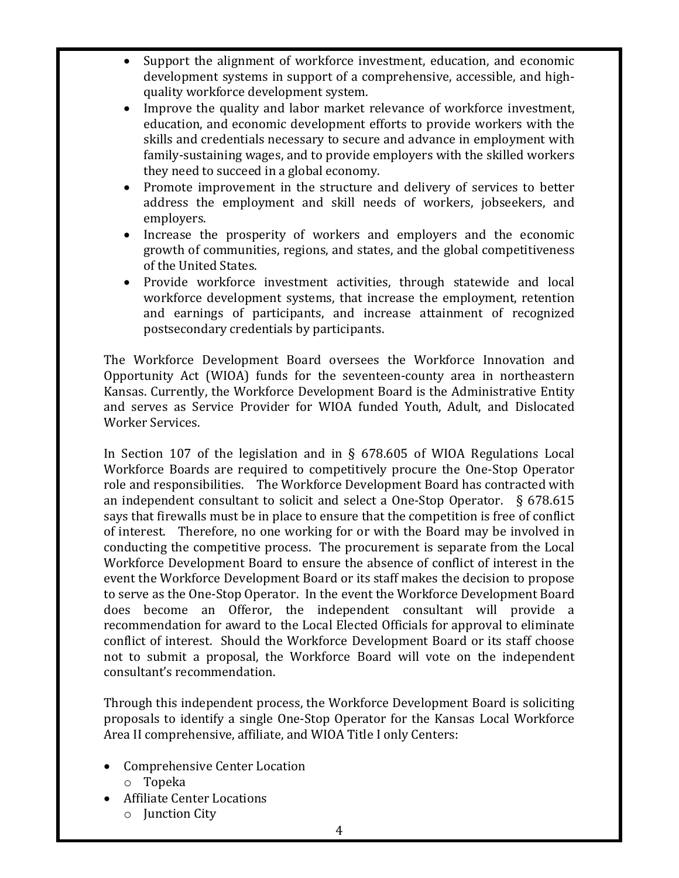- Support the alignment of workforce investment, education, and economic development systems in support of a comprehensive, accessible, and high-quality workforce development system.
- Improve the quality and labor market relevance of workforce investment, education, and economic development efforts to provide workers with the skills and credentials necessary to secure and advance in employment with family-sustaining wages, and to provide employers with the skilled workers they need to succeed in a global economy.
- Promote improvement in the structure and delivery of services to better address the employment and skill needs of workers, jobseekers, and employers.
- Increase the prosperity of workers and employers and the economic growth of communities, regions, and states, and the global competitiveness of the United States.
- Provide workforce investment activities, through statewide and local workforce development systems, that increase the employment, retention and earnings of participants, and increase attainment of recognized postsecondary credentials by participants.

The Workforce Development Board oversees the Workforce Innovation and Opportunity Act (WIOA) funds for the seventeen-county area in northeastern Kansas. Currently, the Workforce Development Board is the Administrative Entity and serves as Service Provider for WIOA funded Youth, Adult, and Dislocated Worker Services.

In Section 107 of the legislation and in § 678.605 of WIOA Regulations Local Workforce Boards are required to competitively procure the One-Stop Operator role and responsibilities. The Workforce Development Board has contracted with an independent consultant to solicit and select a One-Stop Operator. § 678.615 says that firewalls must be in place to ensure that the competition is free of conflict of interest. Therefore, no one working for or with the Board may be involved in conducting the competitive process. The procurement is separate from the Local Workforce Development Board to ensure the absence of conflict of interest in the event the Workforce Development Board or its staff makes the decision to propose to serve as the One-Stop Operator. In the event the Workforce Development Board does become an Offeror, the independent consultant will provide a recommendation for award to the Local Elected Officials for approval to eliminate conflict of interest. Should the Workforce Development Board or its staff choose not to submit a proposal, the Workforce Board will vote on the independent consultant's recommendation.

Through this independent process, the Workforce Development Board is soliciting proposals to identify a single One-Stop Operator for the Kansas Local Workforce Area II comprehensive, affiliate, and WIOA Title I only Centers:

- Comprehensive Center Location
  - Topeka
- Affiliate Center Locations
  - Junction City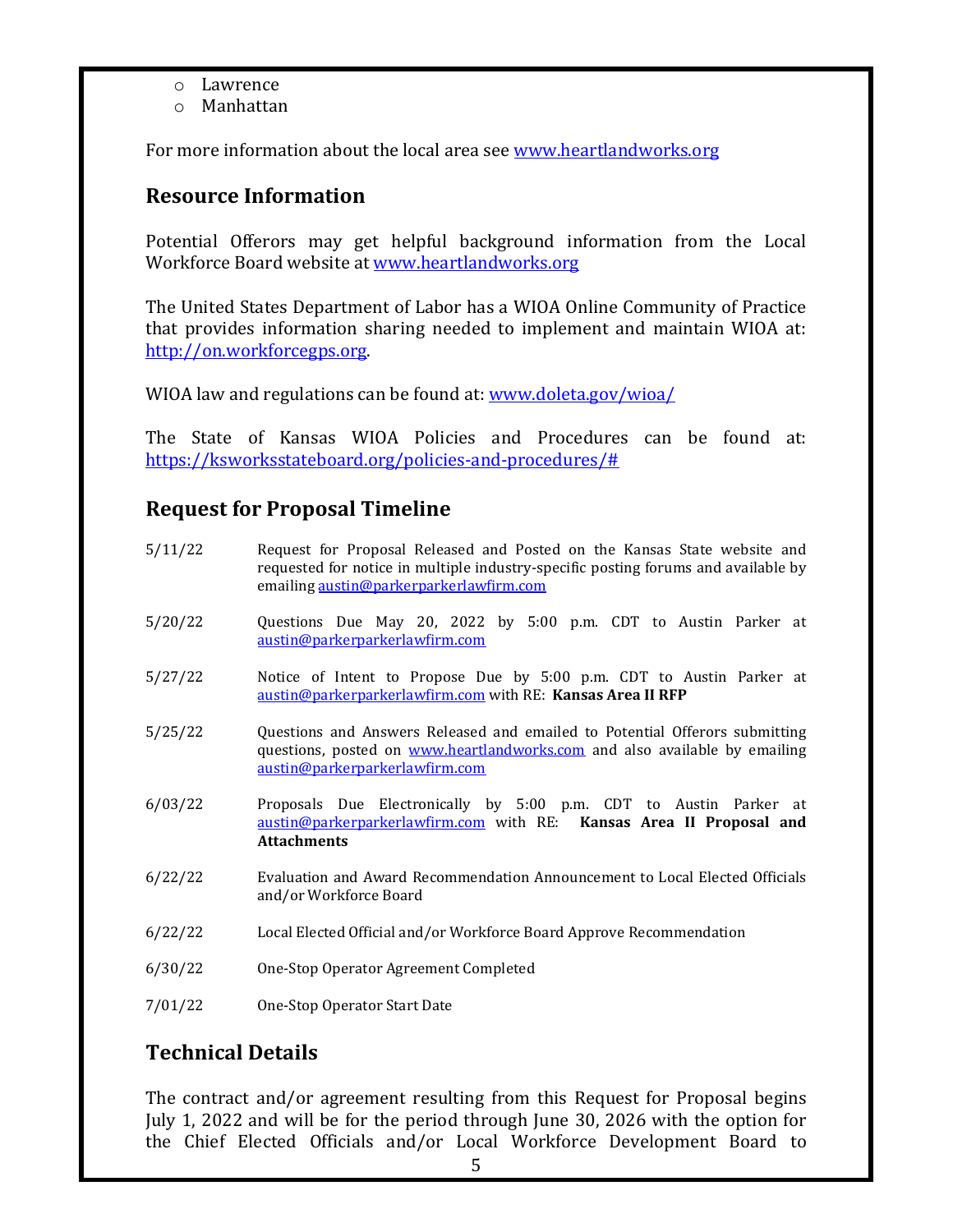- Lawrence
- Manhattan

For more information about the local area see www.heartlandworks.org

## Resource Information

Potential Offerors may get helpful background information from the Local Workforce Board website at www.heartlandworks.org

The United States Department of Labor has a WIOA Online Community of Practice that provides information sharing needed to implement and maintain WIOA at: http://on.workforcegps.org.

WIOA law and regulations can be found at: www.doleta.gov/wioa/

The State of Kansas WIOA Policies and Procedures can be found at: https://ksworksstateboard.org/policies-and-procedures/#

## Request for Proposal Timeline

| | |
|---|---|
| 5/11/22 | Request for Proposal Released and Posted on the Kansas State website and requested for notice in multiple industry-specific posting forums and available by emailing austin@parkerparkerlawfirm.com |
| 5/20/22 | Questions Due May 20, 2022 by 5:00 p.m. CDT to Austin Parker at austin@parkerparkerlawfirm.com |
| 5/27/22 | Notice of Intent to Propose Due by 5:00 p.m. CDT to Austin Parker at austin@parkerparkerlawfirm.com with RE: **Kansas Area II RFP** |
| 5/25/22 | Questions and Answers Released and emailed to Potential Offerors submitting questions, posted on www.heartlandworks.com and also available by emailing austin@parkerparkerlawfirm.com |
| 6/03/22 | Proposals Due Electronically by 5:00 p.m. CDT to Austin Parker at austin@parkerparkerlawfirm.com with RE: **Kansas Area II Proposal and Attachments** |
| 6/22/22 | Evaluation and Award Recommendation Announcement to Local Elected Officials and/or Workforce Board |
| 6/22/22 | Local Elected Official and/or Workforce Board Approve Recommendation |
| 6/30/22 | One-Stop Operator Agreement Completed |
| 7/01/22 | One-Stop Operator Start Date |

## Technical Details

The contract and/or agreement resulting from this Request for Proposal begins July 1, 2022 and will be for the period through June 30, 2026 with the option for the Chief Elected Officials and/or Local Workforce Development Board to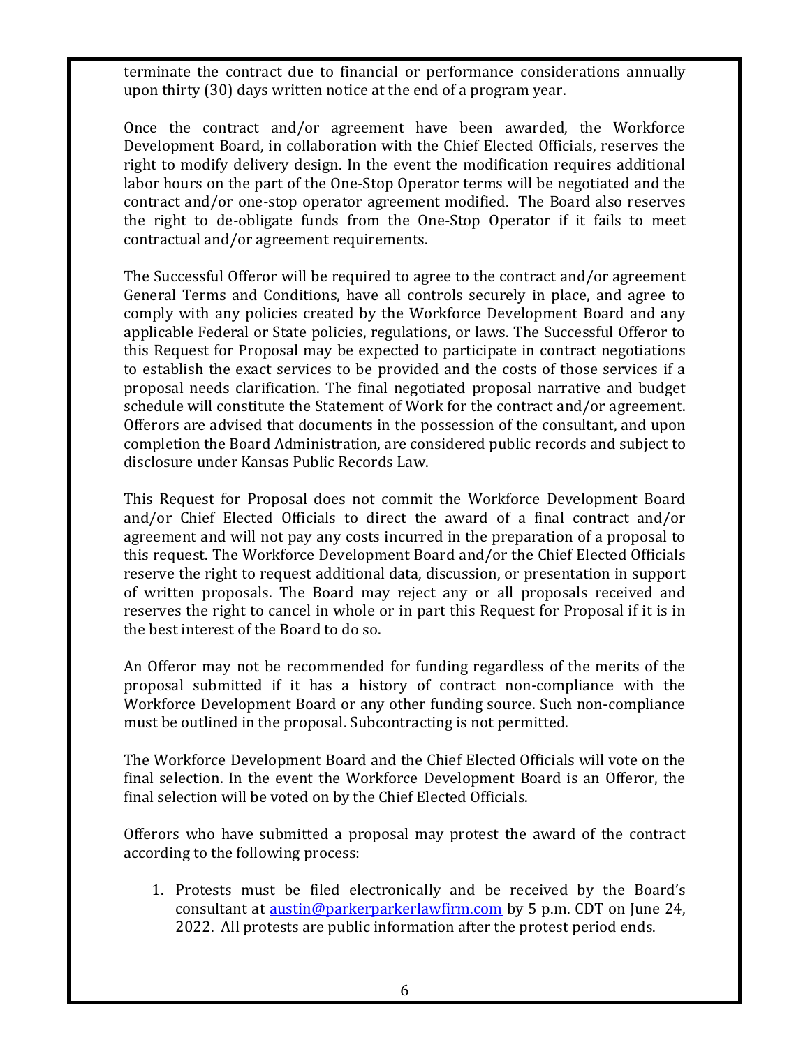terminate the contract due to financial or performance considerations annually upon thirty (30) days written notice at the end of a program year.

Once the contract and/or agreement have been awarded, the Workforce Development Board, in collaboration with the Chief Elected Officials, reserves the right to modify delivery design. In the event the modification requires additional labor hours on the part of the One-Stop Operator terms will be negotiated and the contract and/or one-stop operator agreement modified. The Board also reserves the right to de-obligate funds from the One-Stop Operator if it fails to meet contractual and/or agreement requirements.

The Successful Offeror will be required to agree to the contract and/or agreement General Terms and Conditions, have all controls securely in place, and agree to comply with any policies created by the Workforce Development Board and any applicable Federal or State policies, regulations, or laws. The Successful Offeror to this Request for Proposal may be expected to participate in contract negotiations to establish the exact services to be provided and the costs of those services if a proposal needs clarification. The final negotiated proposal narrative and budget schedule will constitute the Statement of Work for the contract and/or agreement. Offerors are advised that documents in the possession of the consultant, and upon completion the Board Administration, are considered public records and subject to disclosure under Kansas Public Records Law.

This Request for Proposal does not commit the Workforce Development Board and/or Chief Elected Officials to direct the award of a final contract and/or agreement and will not pay any costs incurred in the preparation of a proposal to this request. The Workforce Development Board and/or the Chief Elected Officials reserve the right to request additional data, discussion, or presentation in support of written proposals. The Board may reject any or all proposals received and reserves the right to cancel in whole or in part this Request for Proposal if it is in the best interest of the Board to do so.

An Offeror may not be recommended for funding regardless of the merits of the proposal submitted if it has a history of contract non-compliance with the Workforce Development Board or any other funding source. Such non-compliance must be outlined in the proposal. Subcontracting is not permitted.

The Workforce Development Board and the Chief Elected Officials will vote on the final selection. In the event the Workforce Development Board is an Offeror, the final selection will be voted on by the Chief Elected Officials.

Offerors who have submitted a proposal may protest the award of the contract according to the following process:

1. Protests must be filed electronically and be received by the Board's consultant at [austin@parkerparkerlawfirm.com](mailto:austin@parkerparkerlawfirm.com) by 5 p.m. CDT on June 24, 2022. All protests are public information after the protest period ends.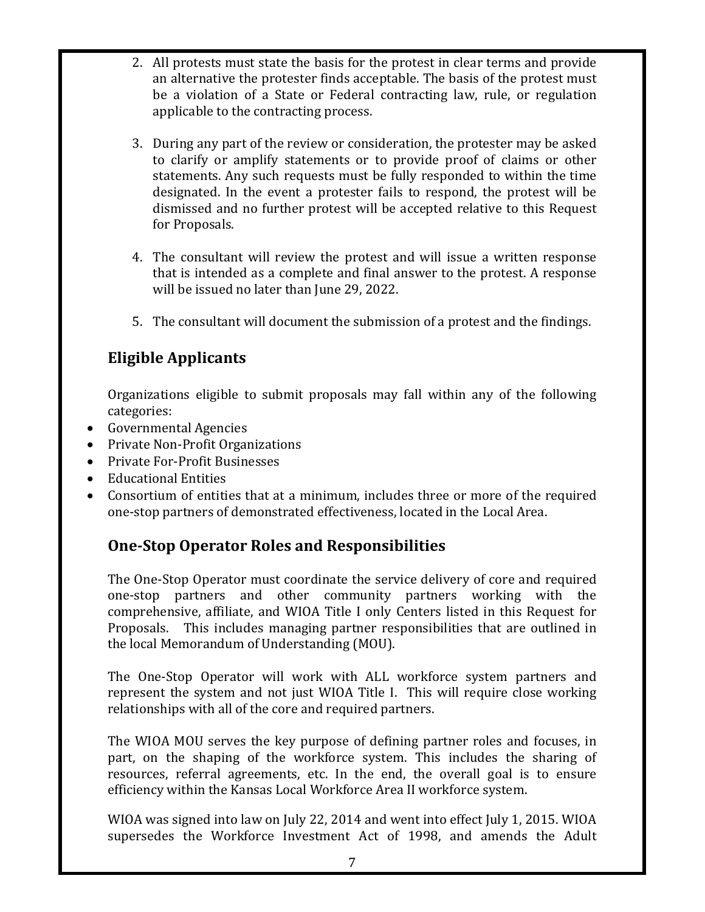2. All protests must state the basis for the protest in clear terms and provide an alternative the protester finds acceptable. The basis of the protest must be a violation of a State or Federal contracting law, rule, or regulation applicable to the contracting process.

3. During any part of the review or consideration, the protester may be asked to clarify or amplify statements or to provide proof of claims or other statements. Any such requests must be fully responded to within the time designated. In the event a protester fails to respond, the protest will be dismissed and no further protest will be accepted relative to this Request for Proposals.

4. The consultant will review the protest and will issue a written response that is intended as a complete and final answer to the protest. A response will be issued no later than June 29, 2022.

5. The consultant will document the submission of a protest and the findings.

## Eligible Applicants

Organizations eligible to submit proposals may fall within any of the following categories:

- Governmental Agencies
- Private Non-Profit Organizations
- Private For-Profit Businesses
- Educational Entities
- Consortium of entities that at a minimum, includes three or more of the required one-stop partners of demonstrated effectiveness, located in the Local Area.

## One-Stop Operator Roles and Responsibilities

The One-Stop Operator must coordinate the service delivery of core and required one-stop partners and other community partners working with the comprehensive, affiliate, and WIOA Title I only Centers listed in this Request for Proposals. This includes managing partner responsibilities that are outlined in the local Memorandum of Understanding (MOU).

The One-Stop Operator will work with ALL workforce system partners and represent the system and not just WIOA Title I. This will require close working relationships with all of the core and required partners.

The WIOA MOU serves the key purpose of defining partner roles and focuses, in part, on the shaping of the workforce system. This includes the sharing of resources, referral agreements, etc. In the end, the overall goal is to ensure efficiency within the Kansas Local Workforce Area II workforce system.

WIOA was signed into law on July 22, 2014 and went into effect July 1, 2015. WIOA supersedes the Workforce Investment Act of 1998, and amends the Adult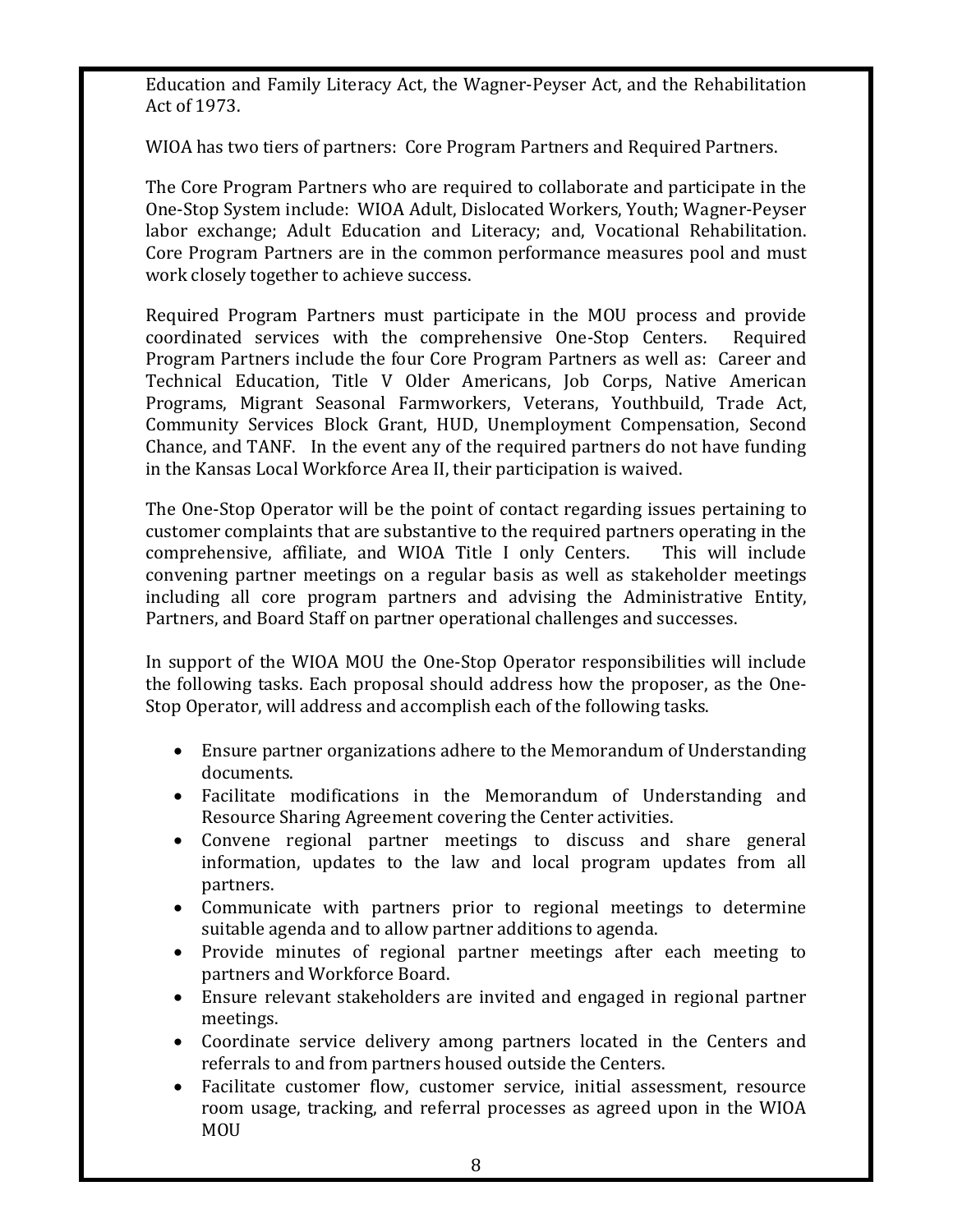Education and Family Literacy Act, the Wagner-Peyser Act, and the Rehabilitation Act of 1973.

WIOA has two tiers of partners: Core Program Partners and Required Partners.

The Core Program Partners who are required to collaborate and participate in the One-Stop System include: WIOA Adult, Dislocated Workers, Youth; Wagner-Peyser labor exchange; Adult Education and Literacy; and, Vocational Rehabilitation. Core Program Partners are in the common performance measures pool and must work closely together to achieve success.

Required Program Partners must participate in the MOU process and provide coordinated services with the comprehensive One-Stop Centers. Required Program Partners include the four Core Program Partners as well as: Career and Technical Education, Title V Older Americans, Job Corps, Native American Programs, Migrant Seasonal Farmworkers, Veterans, Youthbuild, Trade Act, Community Services Block Grant, HUD, Unemployment Compensation, Second Chance, and TANF. In the event any of the required partners do not have funding in the Kansas Local Workforce Area II, their participation is waived.

The One-Stop Operator will be the point of contact regarding issues pertaining to customer complaints that are substantive to the required partners operating in the comprehensive, affiliate, and WIOA Title I only Centers. This will include convening partner meetings on a regular basis as well as stakeholder meetings including all core program partners and advising the Administrative Entity, Partners, and Board Staff on partner operational challenges and successes.

In support of the WIOA MOU the One-Stop Operator responsibilities will include the following tasks. Each proposal should address how the proposer, as the One-Stop Operator, will address and accomplish each of the following tasks.

- Ensure partner organizations adhere to the Memorandum of Understanding documents.
- Facilitate modifications in the Memorandum of Understanding and Resource Sharing Agreement covering the Center activities.
- Convene regional partner meetings to discuss and share general information, updates to the law and local program updates from all partners.
- Communicate with partners prior to regional meetings to determine suitable agenda and to allow partner additions to agenda.
- Provide minutes of regional partner meetings after each meeting to partners and Workforce Board.
- Ensure relevant stakeholders are invited and engaged in regional partner meetings.
- Coordinate service delivery among partners located in the Centers and referrals to and from partners housed outside the Centers.
- Facilitate customer flow, customer service, initial assessment, resource room usage, tracking, and referral processes as agreed upon in the WIOA MOU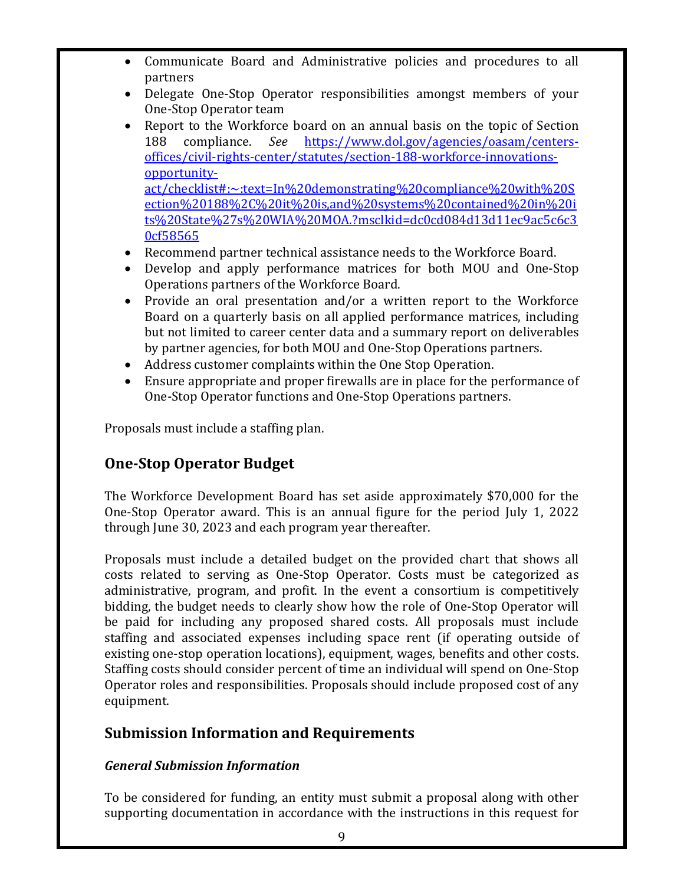- Communicate Board and Administrative policies and procedures to all partners
- Delegate One-Stop Operator responsibilities amongst members of your One-Stop Operator team
- Report to the Workforce board on an annual basis on the topic of Section 188 compliance. *See* [https://www.dol.gov/agencies/oasam/centers-offices/civil-rights-center/statutes/section-188-workforce-innovations-opportunity-act/checklist#:~:text=In%20demonstrating%20compliance%20with%20Section%20188%2C%20it%20is,and%20systems%20contained%20in%20its%20State%27s%20WIA%20MOA.?msclkid=dc0cd084d13d11ec9ac5c6c30cf58565](https://www.dol.gov/agencies/oasam/centers-offices/civil-rights-center/statutes/section-188-workforce-innovations-opportunity-act/checklist#:~:text=In%20demonstrating%20compliance%20with%20Section%20188%2C%20it%20is,and%20systems%20contained%20in%20its%20State%27s%20WIA%20MOA.?msclkid=dc0cd084d13d11ec9ac5c6c30cf58565)
- Recommend partner technical assistance needs to the Workforce Board.
- Develop and apply performance matrices for both MOU and One-Stop Operations partners of the Workforce Board.
- Provide an oral presentation and/or a written report to the Workforce Board on a quarterly basis on all applied performance matrices, including but not limited to career center data and a summary report on deliverables by partner agencies, for both MOU and One-Stop Operations partners.
- Address customer complaints within the One Stop Operation.
- Ensure appropriate and proper firewalls are in place for the performance of One-Stop Operator functions and One-Stop Operations partners.

Proposals must include a staffing plan.

## One-Stop Operator Budget

The Workforce Development Board has set aside approximately $70,000 for the One-Stop Operator award. This is an annual figure for the period July 1, 2022 through June 30, 2023 and each program year thereafter.

Proposals must include a detailed budget on the provided chart that shows all costs related to serving as One-Stop Operator. Costs must be categorized as administrative, program, and profit. In the event a consortium is competitively bidding, the budget needs to clearly show how the role of One-Stop Operator will be paid for including any proposed shared costs. All proposals must include staffing and associated expenses including space rent (if operating outside of existing one-stop operation locations), equipment, wages, benefits and other costs. Staffing costs should consider percent of time an individual will spend on One-Stop Operator roles and responsibilities. Proposals should include proposed cost of any equipment.

## Submission Information and Requirements

### *General Submission Information*

To be considered for funding, an entity must submit a proposal along with other supporting documentation in accordance with the instructions in this request for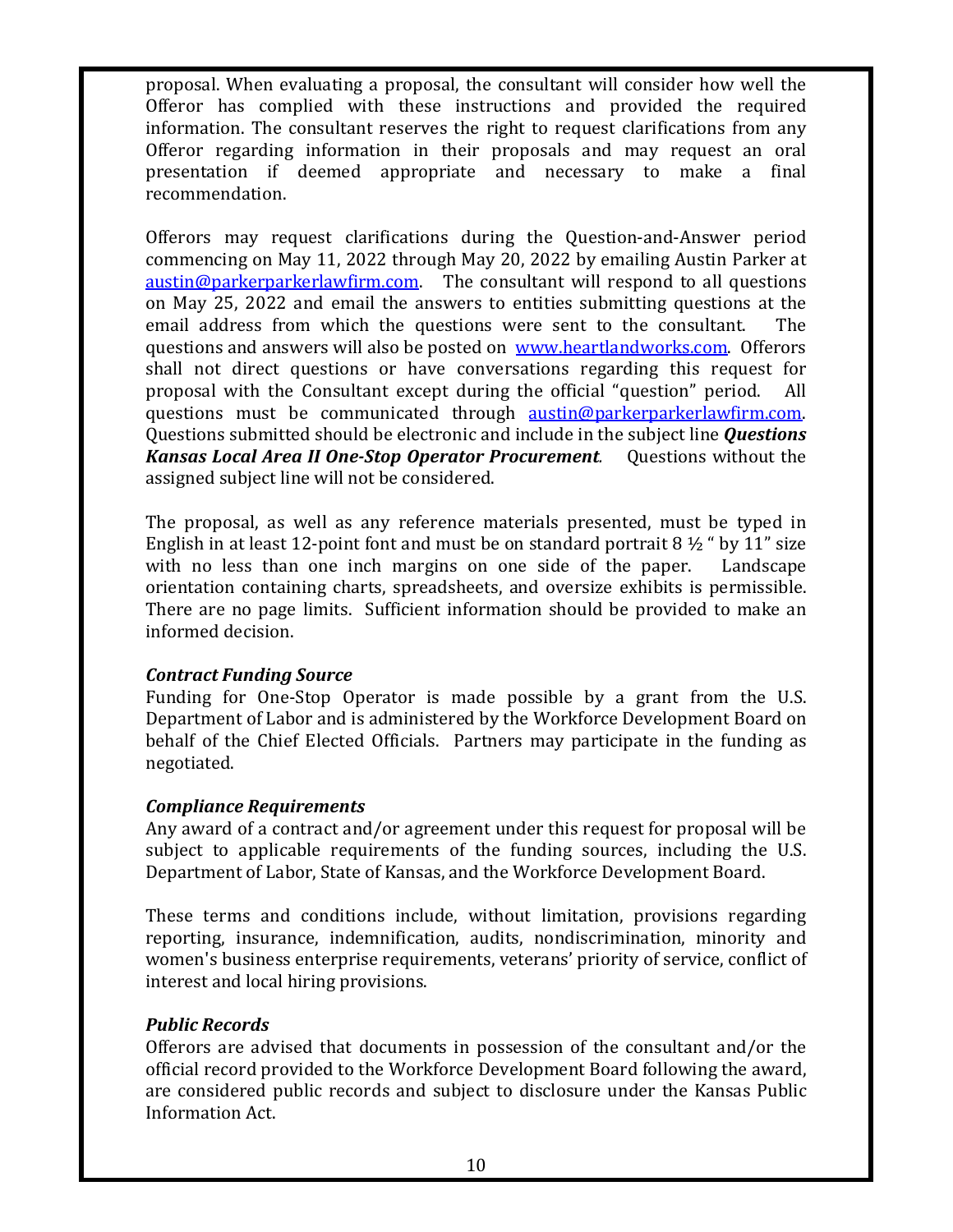proposal. When evaluating a proposal, the consultant will consider how well the Offeror has complied with these instructions and provided the required information. The consultant reserves the right to request clarifications from any Offeror regarding information in their proposals and may request an oral presentation if deemed appropriate and necessary to make a final recommendation.

Offerors may request clarifications during the Question-and-Answer period commencing on May 11, 2022 through May 20, 2022 by emailing Austin Parker at austin@parkerparkerlawfirm.com. The consultant will respond to all questions on May 25, 2022 and email the answers to entities submitting questions at the email address from which the questions were sent to the consultant. The questions and answers will also be posted on www.heartlandworks.com. Offerors shall not direct questions or have conversations regarding this request for proposal with the Consultant except during the official "question" period. All questions must be communicated through austin@parkerparkerlawfirm.com. Questions submitted should be electronic and include in the subject line ***Questions Kansas Local Area II One-Stop Operator Procurement***. Questions without the assigned subject line will not be considered.

The proposal, as well as any reference materials presented, must be typed in English in at least 12-point font and must be on standard portrait 8 ½ " by 11" size with no less than one inch margins on one side of the paper. Landscape orientation containing charts, spreadsheets, and oversize exhibits is permissible. There are no page limits. Sufficient information should be provided to make an informed decision.

***Contract Funding Source***

Funding for One-Stop Operator is made possible by a grant from the U.S. Department of Labor and is administered by the Workforce Development Board on behalf of the Chief Elected Officials. Partners may participate in the funding as negotiated.

***Compliance Requirements***

Any award of a contract and/or agreement under this request for proposal will be subject to applicable requirements of the funding sources, including the U.S. Department of Labor, State of Kansas, and the Workforce Development Board.

These terms and conditions include, without limitation, provisions regarding reporting, insurance, indemnification, audits, nondiscrimination, minority and women's business enterprise requirements, veterans' priority of service, conflict of interest and local hiring provisions.

***Public Records***

Offerors are advised that documents in possession of the consultant and/or the official record provided to the Workforce Development Board following the award, are considered public records and subject to disclosure under the Kansas Public Information Act.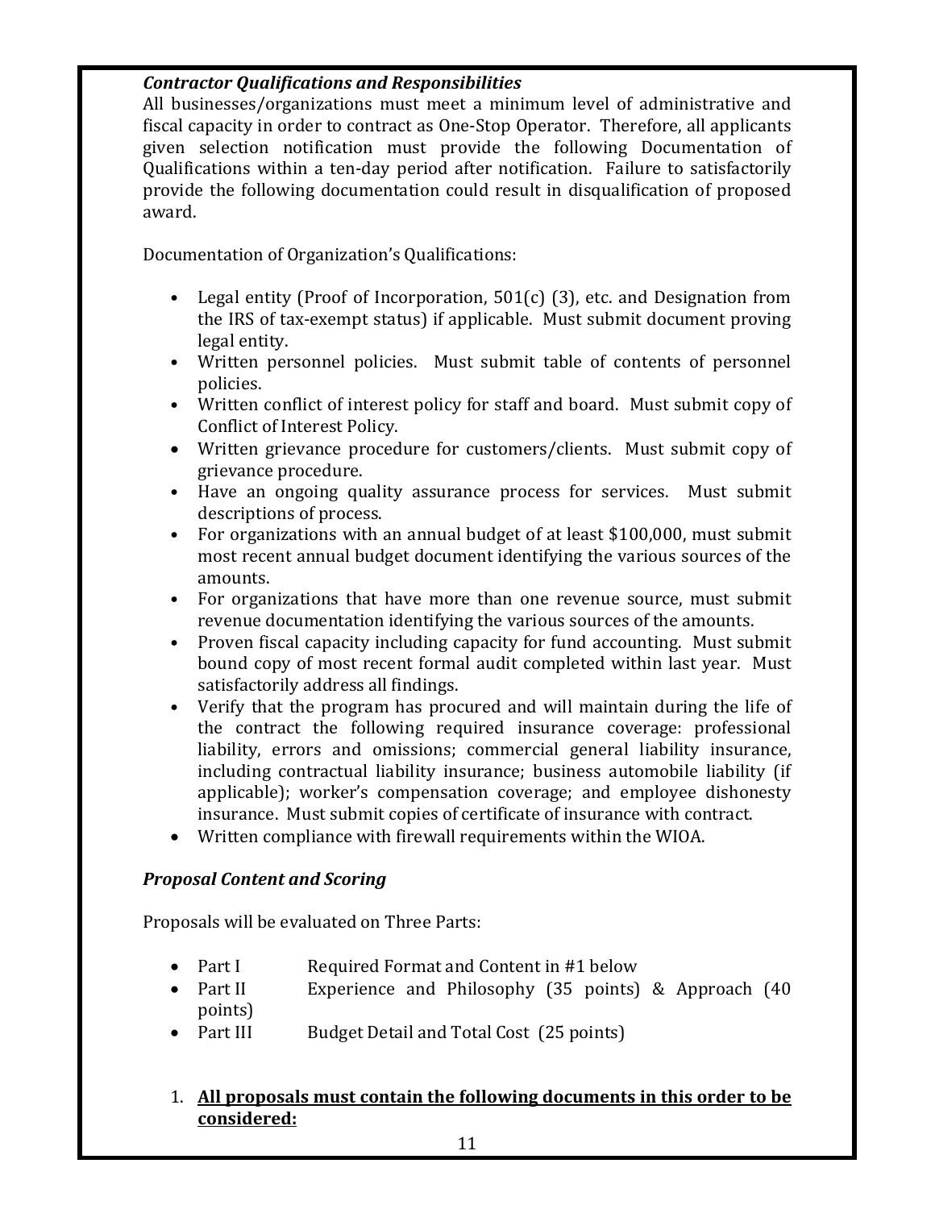***Contractor Qualifications and Responsibilities***

All businesses/organizations must meet a minimum level of administrative and fiscal capacity in order to contract as One-Stop Operator. Therefore, all applicants given selection notification must provide the following Documentation of Qualifications within a ten-day period after notification. Failure to satisfactorily provide the following documentation could result in disqualification of proposed award.

Documentation of Organization's Qualifications:

- Legal entity (Proof of Incorporation, 501(c) (3), etc. and Designation from the IRS of tax-exempt status) if applicable. Must submit document proving legal entity.
- Written personnel policies. Must submit table of contents of personnel policies.
- Written conflict of interest policy for staff and board. Must submit copy of Conflict of Interest Policy.
- Written grievance procedure for customers/clients. Must submit copy of grievance procedure.
- Have an ongoing quality assurance process for services. Must submit descriptions of process.
- For organizations with an annual budget of at least $100,000, must submit most recent annual budget document identifying the various sources of the amounts.
- For organizations that have more than one revenue source, must submit revenue documentation identifying the various sources of the amounts.
- Proven fiscal capacity including capacity for fund accounting. Must submit bound copy of most recent formal audit completed within last year. Must satisfactorily address all findings.
- Verify that the program has procured and will maintain during the life of the contract the following required insurance coverage: professional liability, errors and omissions; commercial general liability insurance, including contractual liability insurance; business automobile liability (if applicable); worker's compensation coverage; and employee dishonesty insurance. Must submit copies of certificate of insurance with contract.
- Written compliance with firewall requirements within the WIOA.

***Proposal Content and Scoring***

Proposals will be evaluated on Three Parts:

- Part I Required Format and Content in #1 below
- Part II Experience and Philosophy (35 points) & Approach (40 points)
- Part III Budget Detail and Total Cost (25 points)

1. **<u>All proposals must contain the following documents in this order to be considered:</u>**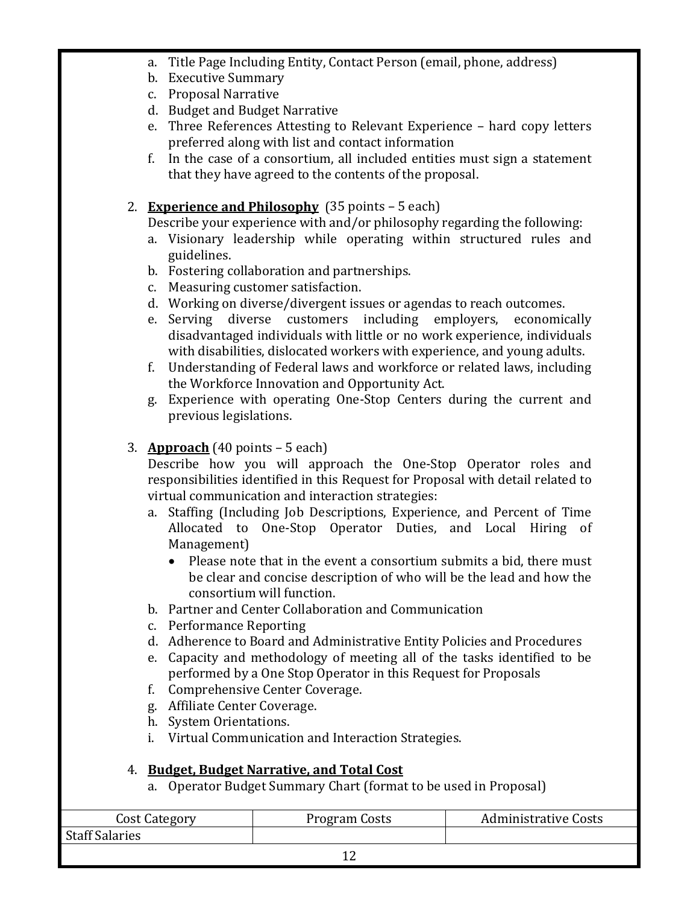a. Title Page Including Entity, Contact Person (email, phone, address)
b. Executive Summary
c. Proposal Narrative
d. Budget and Budget Narrative
e. Three References Attesting to Relevant Experience – hard copy letters preferred along with list and contact information
f. In the case of a consortium, all included entities must sign a statement that they have agreed to the contents of the proposal.

2. **<u>Experience and Philosophy</u>** (35 points – 5 each)
   Describe your experience with and/or philosophy regarding the following:
   a. Visionary leadership while operating within structured rules and guidelines.
   b. Fostering collaboration and partnerships.
   c. Measuring customer satisfaction.
   d. Working on diverse/divergent issues or agendas to reach outcomes.
   e. Serving diverse customers including employers, economically disadvantaged individuals with little or no work experience, individuals with disabilities, dislocated workers with experience, and young adults.
   f. Understanding of Federal laws and workforce or related laws, including the Workforce Innovation and Opportunity Act.
   g. Experience with operating One-Stop Centers during the current and previous legislations.

3. **<u>Approach</u>** (40 points – 5 each)
   Describe how you will approach the One-Stop Operator roles and responsibilities identified in this Request for Proposal with detail related to virtual communication and interaction strategies:
   a. Staffing (Including Job Descriptions, Experience, and Percent of Time Allocated to One-Stop Operator Duties, and Local Hiring of Management)
      - Please note that in the event a consortium submits a bid, there must be clear and concise description of who will be the lead and how the consortium will function.
   b. Partner and Center Collaboration and Communication
   c. Performance Reporting
   d. Adherence to Board and Administrative Entity Policies and Procedures
   e. Capacity and methodology of meeting all of the tasks identified to be performed by a One Stop Operator in this Request for Proposals
   f. Comprehensive Center Coverage.
   g. Affiliate Center Coverage.
   h. System Orientations.
   i. Virtual Communication and Interaction Strategies.

4. **<u>Budget, Budget Narrative, and Total Cost</u>**
   a. Operator Budget Summary Chart (format to be used in Proposal)

| Cost Category | Program Costs | Administrative Costs |
|---|---|---|
| Staff Salaries | | |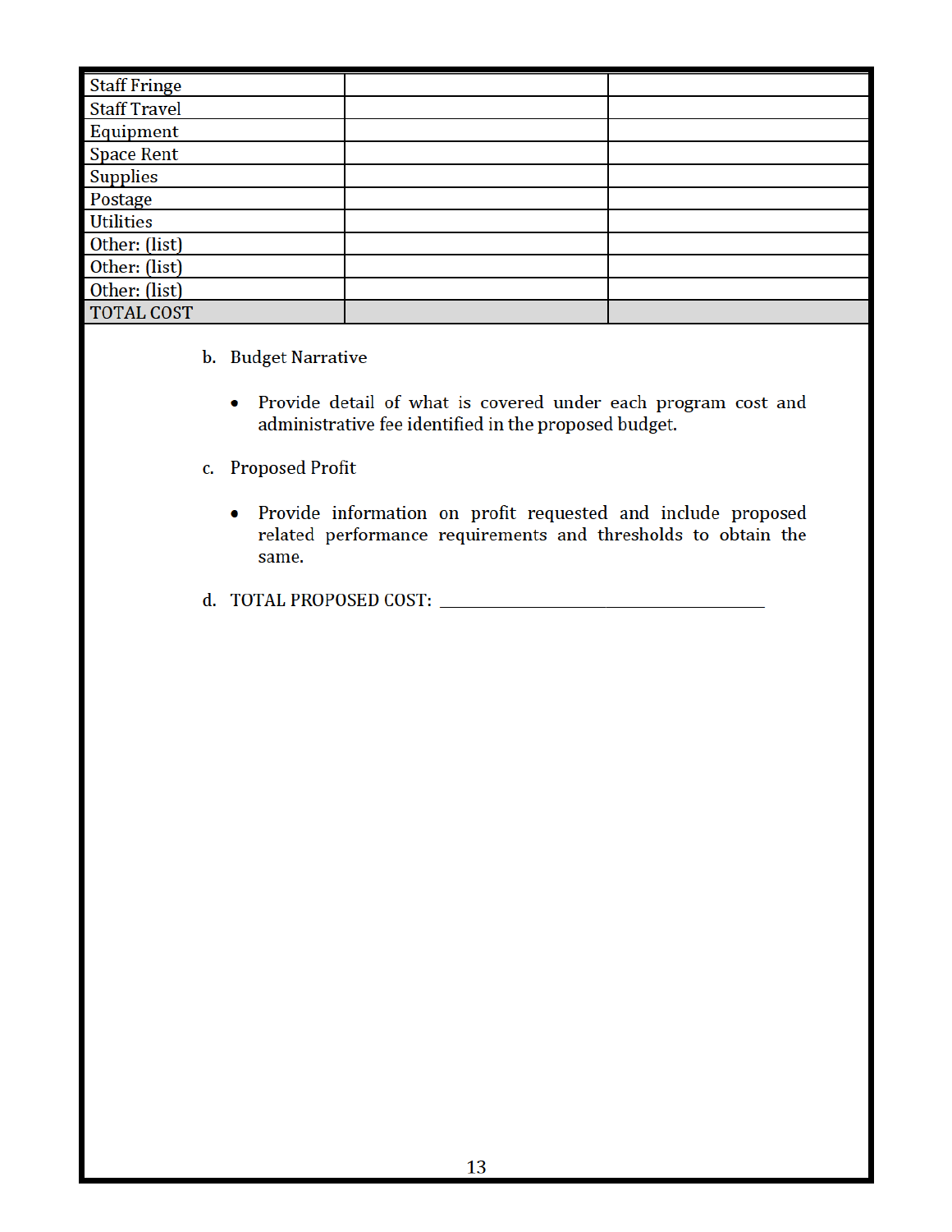| | | |
|---|---|---|
| Staff Fringe | | |
| Staff Travel | | |
| Equipment | | |
| Space Rent | | |
| Supplies | | |
| Postage | | |
| Utilities | | |
| Other: (list) | | |
| Other: (list) | | |
| Other: (list) | | |
| TOTAL COST | | |

b. Budget Narrative

- Provide detail of what is covered under each program cost and administrative fee identified in the proposed budget.

c. Proposed Profit

- Provide information on profit requested and include proposed related performance requirements and thresholds to obtain the same.

d. TOTAL PROPOSED COST: ______________________________